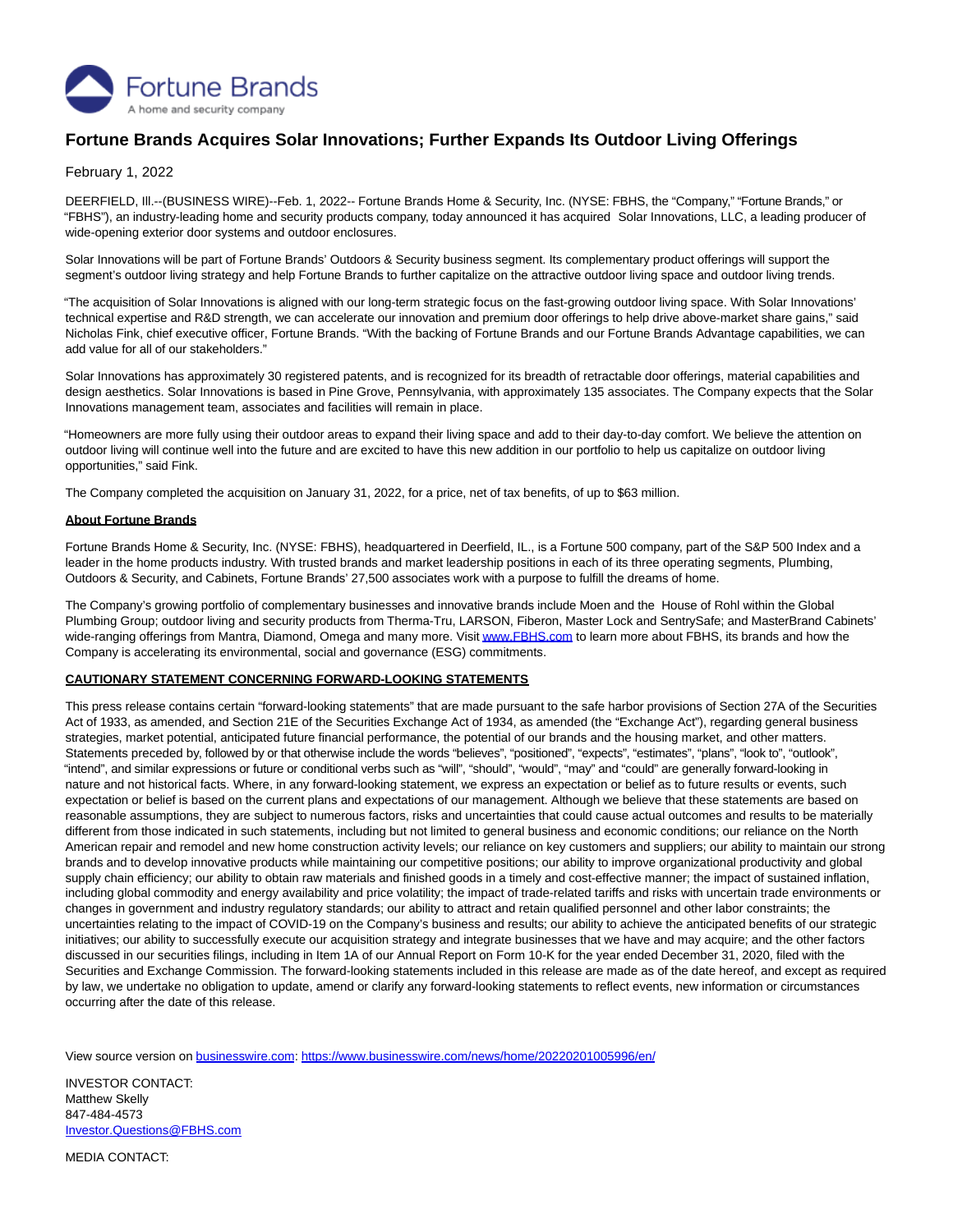Fortune Brands
A home and security company

# Fortune Brands Acquires Solar Innovations; Further Expands Its Outdoor Living Offerings

February 1, 2022

DEERFIELD, Ill.--(BUSINESS WIRE)--Feb. 1, 2022-- Fortune Brands Home & Security, Inc. (NYSE: FBHS, the "Company," "Fortune Brands," or "FBHS"), an industry-leading home and security products company, today announced it has acquired Solar Innovations, LLC, a leading producer of wide-opening exterior door systems and outdoor enclosures.

Solar Innovations will be part of Fortune Brands' Outdoors & Security business segment. Its complementary product offerings will support the segment's outdoor living strategy and help Fortune Brands to further capitalize on the attractive outdoor living space and outdoor living trends.

"The acquisition of Solar Innovations is aligned with our long-term strategic focus on the fast-growing outdoor living space. With Solar Innovations' technical expertise and R&D strength, we can accelerate our innovation and premium door offerings to help drive above-market share gains," said Nicholas Fink, chief executive officer, Fortune Brands. "With the backing of Fortune Brands and our Fortune Brands Advantage capabilities, we can add value for all of our stakeholders."

Solar Innovations has approximately 30 registered patents, and is recognized for its breadth of retractable door offerings, material capabilities and design aesthetics. Solar Innovations is based in Pine Grove, Pennsylvania, with approximately 135 associates. The Company expects that the Solar Innovations management team, associates and facilities will remain in place.

"Homeowners are more fully using their outdoor areas to expand their living space and add to their day-to-day comfort. We believe the attention on outdoor living will continue well into the future and are excited to have this new addition in our portfolio to help us capitalize on outdoor living opportunities," said Fink.

The Company completed the acquisition on January 31, 2022, for a price, net of tax benefits, of up to $63 million.

**About Fortune Brands**

Fortune Brands Home & Security, Inc. (NYSE: FBHS), headquartered in Deerfield, IL., is a Fortune 500 company, part of the S&P 500 Index and a leader in the home products industry. With trusted brands and market leadership positions in each of its three operating segments, Plumbing, Outdoors & Security, and Cabinets, Fortune Brands' 27,500 associates work with a purpose to fulfill the dreams of home.

The Company's growing portfolio of complementary businesses and innovative brands include Moen and the House of Rohl within the Global Plumbing Group; outdoor living and security products from Therma-Tru, LARSON, Fiberon, Master Lock and SentrySafe; and MasterBrand Cabinets' wide-ranging offerings from Mantra, Diamond, Omega and many more. Visit www.FBHS.com to learn more about FBHS, its brands and how the Company is accelerating its environmental, social and governance (ESG) commitments.

**CAUTIONARY STATEMENT CONCERNING FORWARD-LOOKING STATEMENTS**

This press release contains certain "forward-looking statements" that are made pursuant to the safe harbor provisions of Section 27A of the Securities Act of 1933, as amended, and Section 21E of the Securities Exchange Act of 1934, as amended (the "Exchange Act"), regarding general business strategies, market potential, anticipated future financial performance, the potential of our brands and the housing market, and other matters. Statements preceded by, followed by or that otherwise include the words "believes", "positioned", "expects", "estimates", "plans", "look to", "outlook", "intend", and similar expressions or future or conditional verbs such as "will", "should", "would", "may" and "could" are generally forward-looking in nature and not historical facts. Where, in any forward-looking statement, we express an expectation or belief as to future results or events, such expectation or belief is based on the current plans and expectations of our management. Although we believe that these statements are based on reasonable assumptions, they are subject to numerous factors, risks and uncertainties that could cause actual outcomes and results to be materially different from those indicated in such statements, including but not limited to general business and economic conditions; our reliance on the North American repair and remodel and new home construction activity levels; our reliance on key customers and suppliers; our ability to maintain our strong brands and to develop innovative products while maintaining our competitive positions; our ability to improve organizational productivity and global supply chain efficiency; our ability to obtain raw materials and finished goods in a timely and cost-effective manner; the impact of sustained inflation, including global commodity and energy availability and price volatility; the impact of trade-related tariffs and risks with uncertain trade environments or changes in government and industry regulatory standards; our ability to attract and retain qualified personnel and other labor constraints; the uncertainties relating to the impact of COVID-19 on the Company's business and results; our ability to achieve the anticipated benefits of our strategic initiatives; our ability to successfully execute our acquisition strategy and integrate businesses that we have and may acquire; and the other factors discussed in our securities filings, including in Item 1A of our Annual Report on Form 10-K for the year ended December 31, 2020, filed with the Securities and Exchange Commission. The forward-looking statements included in this release are made as of the date hereof, and except as required by law, we undertake no obligation to update, amend or clarify any forward-looking statements to reflect events, new information or circumstances occurring after the date of this release.

View source version on businesswire.com: https://www.businesswire.com/news/home/20220201005996/en/

INVESTOR CONTACT:
Matthew Skelly
847-484-4573
Investor.Questions@FBHS.com

MEDIA CONTACT: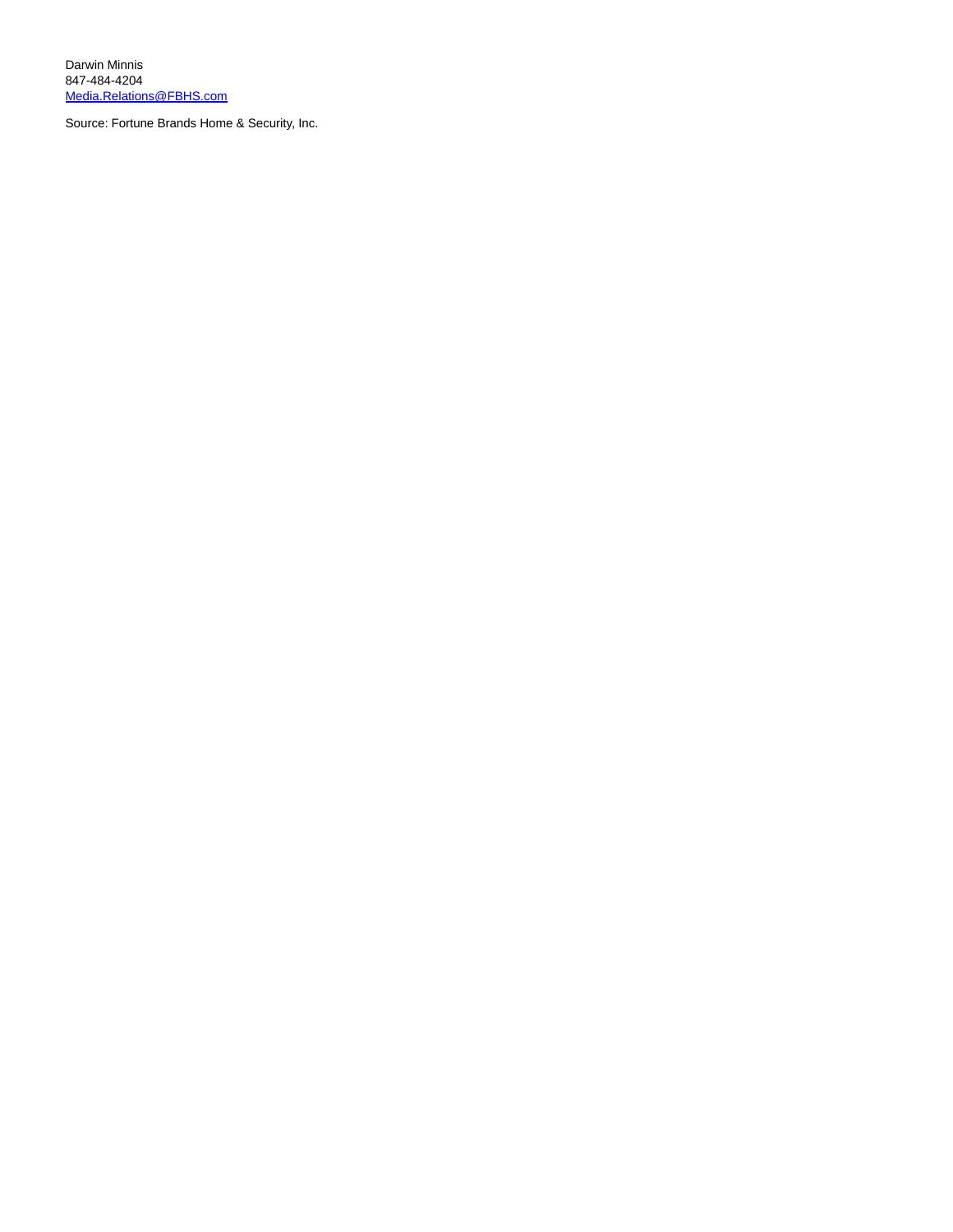Darwin Minnis
847-484-4204
Media.Relations@FBHS.com

Source: Fortune Brands Home & Security, Inc.